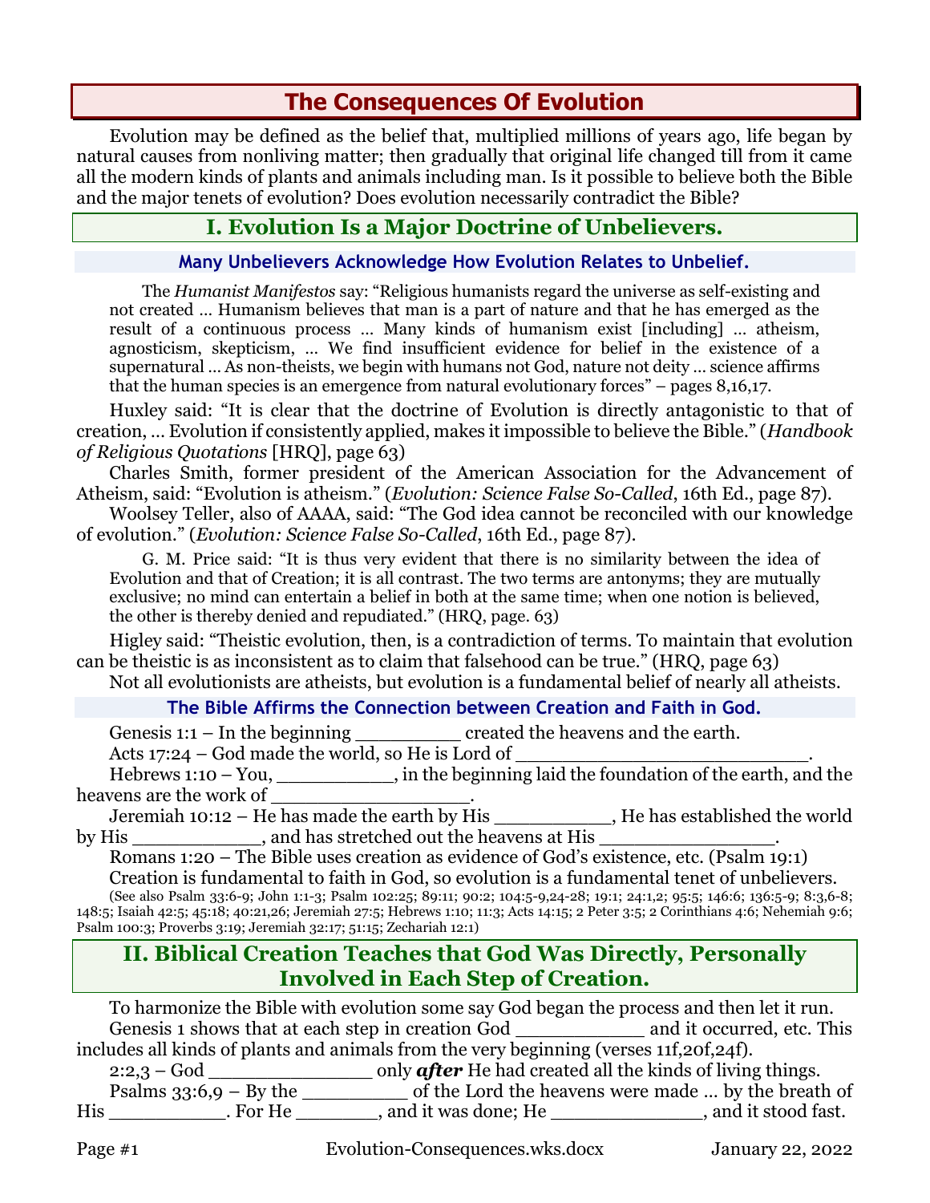# The Consequences Of Evolution

Evolution may be defined as the belief that, multiplied millions of years ago, life began by natural causes from nonliving matter; then gradually that original life changed till from it came all the modern kinds of plants and animals including man. Is it possible to believe both the Bible and the major tenets of evolution? Does evolution necessarily contradict the Bible?

## I. Evolution Is a Major Doctrine of Unbelievers.

### Many Unbelievers Acknowledge How Evolution Relates to Unbelief.

> The *Humanist Manifestos* say: "Religious humanists regard the universe as self-existing and not created … Humanism believes that man is a part of nature and that he has emerged as the result of a continuous process … Many kinds of humanism exist [including] … atheism, agnosticism, skepticism, … We find insufficient evidence for belief in the existence of a supernatural … As non-theists, we begin with humans not God, nature not deity … science affirms that the human species is an emergence from natural evolutionary forces" – pages 8,16,17.

Huxley said: "It is clear that the doctrine of Evolution is directly antagonistic to that of creation, … Evolution if consistently applied, makes it impossible to believe the Bible." (*Handbook of Religious Quotations* [HRQ], page 63)

Charles Smith, former president of the American Association for the Advancement of Atheism, said: "Evolution is atheism." (*Evolution: Science False So-Called*, 16th Ed., page 87).

Woolsey Teller, also of AAAA, said: "The God idea cannot be reconciled with our knowledge of evolution." (*Evolution: Science False So-Called*, 16th Ed., page 87).

> G. M. Price said: "It is thus very evident that there is no similarity between the idea of Evolution and that of Creation; it is all contrast. The two terms are antonyms; they are mutually exclusive; no mind can entertain a belief in both at the same time; when one notion is believed, the other is thereby denied and repudiated." (HRQ, page. 63)

Higley said: "Theistic evolution, then, is a contradiction of terms. To maintain that evolution can be theistic is as inconsistent as to claim that falsehood can be true." (HRQ, page 63)

Not all evolutionists are atheists, but evolution is a fundamental belief of nearly all atheists.

### The Bible Affirms the Connection between Creation and Faith in God.

Genesis 1:1 – In the beginning _________ created the heavens and the earth.

Acts 17:24 – God made the world, so He is Lord of _________________________.

Hebrews 1:10 – You, __________, in the beginning laid the foundation of the earth, and the heavens are the work of _________________.

Jeremiah 10:12 – He has made the earth by His __________, He has established the world by His ___________, and has stretched out the heavens at His _______________.

Romans 1:20 – The Bible uses creation as evidence of God's existence, etc. (Psalm 19:1)

Creation is fundamental to faith in God, so evolution is a fundamental tenet of unbelievers.

(See also Psalm 33:6-9; John 1:1-3; Psalm 102:25; 89:11; 90:2; 104:5-9,24-28; 19:1; 24:1,2; 95:5; 146:6; 136:5-9; 8:3,6-8; 148:5; Isaiah 42:5; 45:18; 40:21,26; Jeremiah 27:5; Hebrews 1:10; 11:3; Acts 14:15; 2 Peter 3:5; 2 Corinthians 4:6; Nehemiah 9:6; Psalm 100:3; Proverbs 3:19; Jeremiah 32:17; 51:15; Zechariah 12:1)

## II. Biblical Creation Teaches that God Was Directly, Personally Involved in Each Step of Creation.

To harmonize the Bible with evolution some say God began the process and then let it run.

Genesis 1 shows that at each step in creation God ___________ and it occurred, etc. This includes all kinds of plants and animals from the very beginning (verses 11f,20f,24f).

2:2,3 – God ______________ only ***after*** He had created all the kinds of living things.

Psalms 33:6,9 – By the _________ of the Lord the heavens were made … by the breath of His __________. For He _______, and it was done; He _____________, and it stood fast.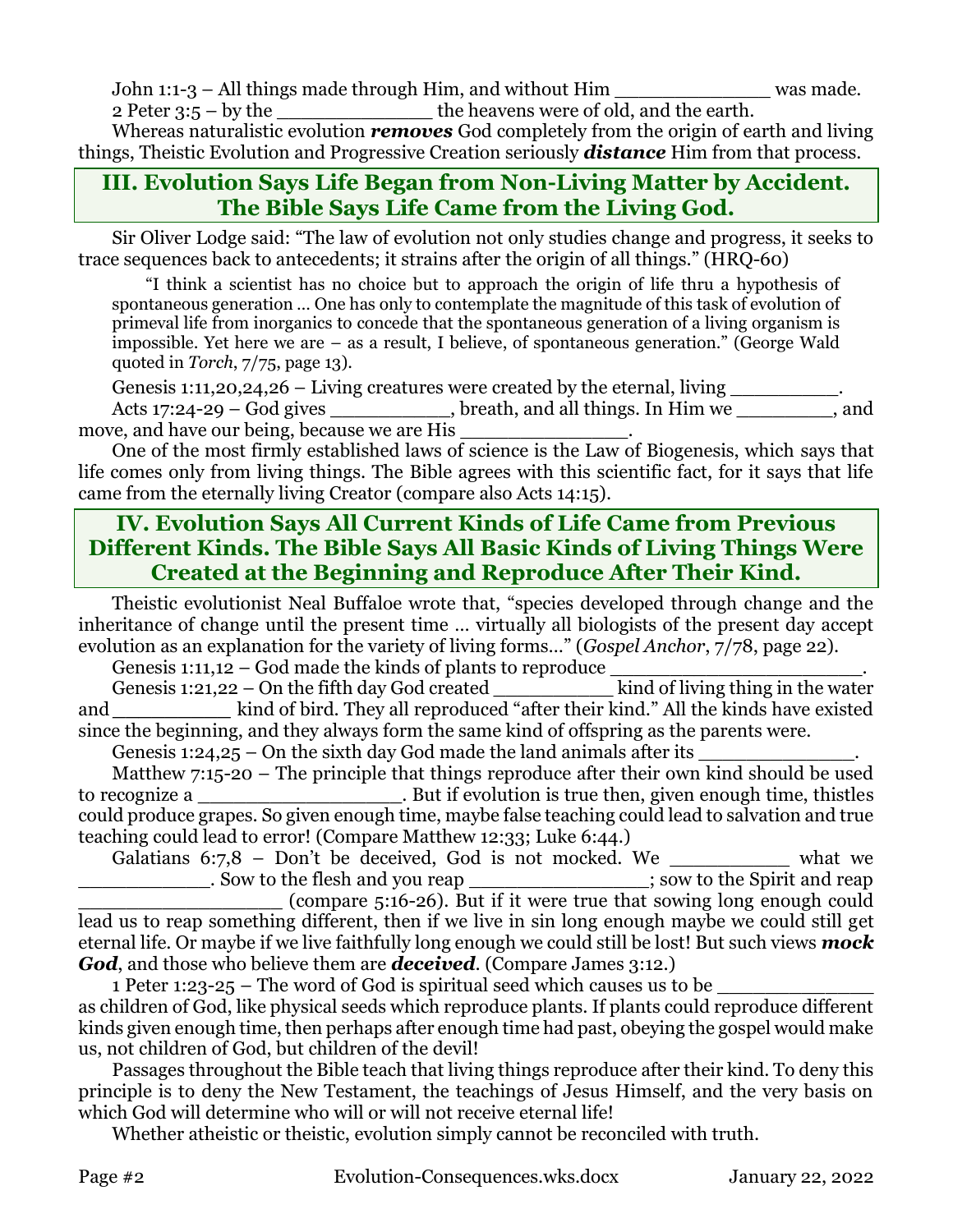John 1:1-3 – All things made through Him, and without Him _____________ was made.
2 Peter 3:5 – by the _____________ the heavens were of old, and the earth.

Whereas naturalistic evolution ***removes*** God completely from the origin of earth and living things, Theistic Evolution and Progressive Creation seriously ***distance*** Him from that process.

## III. Evolution Says Life Began from Non-Living Matter by Accident. The Bible Says Life Came from the Living God.

Sir Oliver Lodge said: "The law of evolution not only studies change and progress, it seeks to trace sequences back to antecedents; it strains after the origin of all things." (HRQ-60)

> "I think a scientist has no choice but to approach the origin of life thru a hypothesis of spontaneous generation … One has only to contemplate the magnitude of this task of evolution of primeval life from inorganics to concede that the spontaneous generation of a living organism is impossible. Yet here we are – as a result, I believe, of spontaneous generation." (George Wald quoted in *Torch*, 7/75, page 13).

Genesis 1:11,20,24,26 – Living creatures were created by the eternal, living _________.
Acts 17:24-29 – God gives __________, breath, and all things. In Him we ________, and move, and have our being, because we are His ______________.

One of the most firmly established laws of science is the Law of Biogenesis, which says that life comes only from living things. The Bible agrees with this scientific fact, for it says that life came from the eternally living Creator (compare also Acts 14:15).

## IV. Evolution Says All Current Kinds of Life Came from Previous Different Kinds. The Bible Says All Basic Kinds of Living Things Were Created at the Beginning and Reproduce After Their Kind.

Theistic evolutionist Neal Buffaloe wrote that, "species developed through change and the inheritance of change until the present time … virtually all biologists of the present day accept evolution as an explanation for the variety of living forms…" (*Gospel Anchor*, 7/78, page 22).

Genesis 1:11,12 – God made the kinds of plants to reproduce ______________________.
Genesis 1:21,22 – On the fifth day God created __________ kind of living thing in the water and __________ kind of bird. They all reproduced "after their kind." All the kinds have existed since the beginning, and they always form the same kind of offspring as the parents were.
Genesis 1:24,25 – On the sixth day God made the land animals after its _____________.
Matthew 7:15-20 – The principle that things reproduce after their own kind should be used to recognize a _________________. But if evolution is true then, given enough time, thistles could produce grapes. So given enough time, maybe false teaching could lead to salvation and true teaching could lead to error! (Compare Matthew 12:33; Luke 6:44.)
Galatians 6:7,8 – Don't be deceived, God is not mocked. We __________ what we ___________. Sow to the flesh and you reap _______________; sow to the Spirit and reap _________________ (compare 5:16-26). But if it were true that sowing long enough could lead us to reap something different, then if we live in sin long enough maybe we could still get eternal life. Or maybe if we live faithfully long enough we could still be lost! But such views ***mock God***, and those who believe them are ***deceived***. (Compare James 3:12.)
1 Peter 1:23-25 – The word of God is spiritual seed which causes us to be _____________ as children of God, like physical seeds which reproduce plants. If plants could reproduce different kinds given enough time, then perhaps after enough time had past, obeying the gospel would make us, not children of God, but children of the devil!

Passages throughout the Bible teach that living things reproduce after their kind. To deny this principle is to deny the New Testament, the teachings of Jesus Himself, and the very basis on which God will determine who will or will not receive eternal life!

Whether atheistic or theistic, evolution simply cannot be reconciled with truth.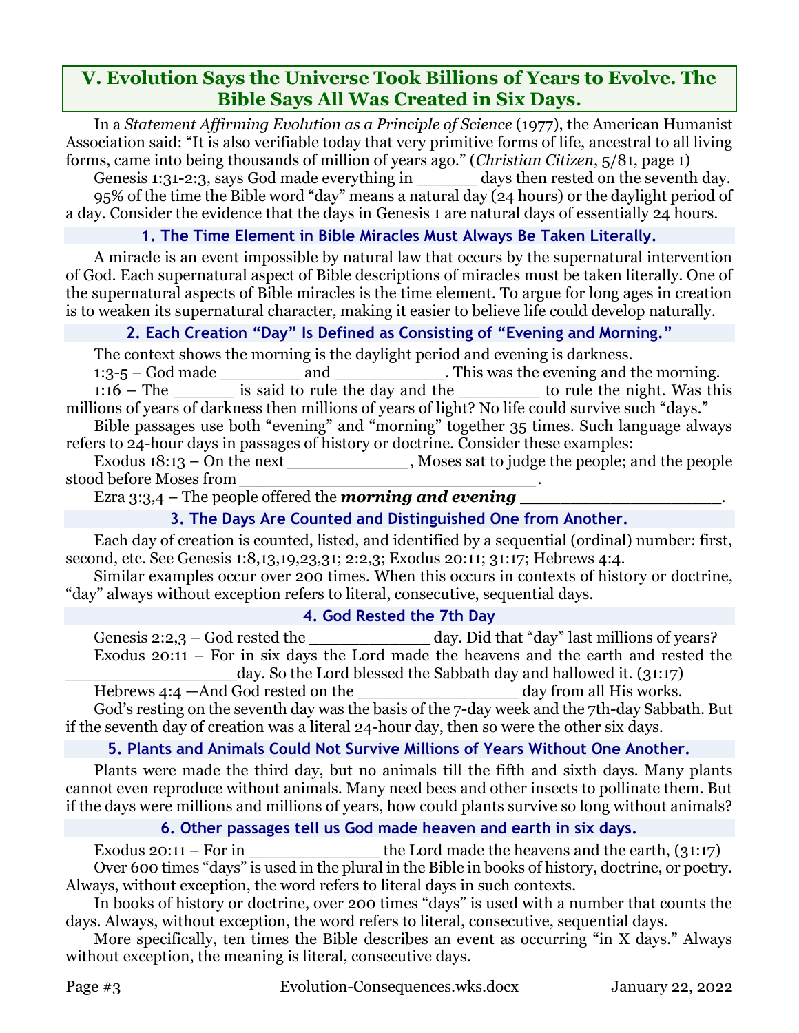## V. Evolution Says the Universe Took Billions of Years to Evolve. The Bible Says All Was Created in Six Days.

In a *Statement Affirming Evolution as a Principle of Science* (1977), the American Humanist Association said: "It is also verifiable today that very primitive forms of life, ancestral to all living forms, came into being thousands of million of years ago." (*Christian Citizen*, 5/81, page 1)

Genesis 1:31-2:3, says God made everything in ______ days then rested on the seventh day.

95% of the time the Bible word "day" means a natural day (24 hours) or the daylight period of a day. Consider the evidence that the days in Genesis 1 are natural days of essentially 24 hours.

### 1. The Time Element in Bible Miracles Must Always Be Taken Literally.

A miracle is an event impossible by natural law that occurs by the supernatural intervention of God. Each supernatural aspect of Bible descriptions of miracles must be taken literally. One of the supernatural aspects of Bible miracles is the time element. To argue for long ages in creation is to weaken its supernatural character, making it easier to believe life could develop naturally.

### 2. Each Creation "Day" Is Defined as Consisting of "Evening and Morning."

The context shows the morning is the daylight period and evening is darkness.

1:3-5 – God made ________ and ___________. This was the evening and the morning.

1:16 – The ______ is said to rule the day and the ________ to rule the night. Was this millions of years of darkness then millions of years of light? No life could survive such "days."

Bible passages use both "evening" and "morning" together 35 times. Such language always refers to 24-hour days in passages of history or doctrine. Consider these examples:

Exodus 18:13 – On the next ____________, Moses sat to judge the people; and the people stood before Moses from ______________________________.

Ezra 3:3,4 – The people offered the ***morning and evening*** ____________________.

### 3. The Days Are Counted and Distinguished One from Another.

Each day of creation is counted, listed, and identified by a sequential (ordinal) number: first, second, etc. See Genesis 1:8,13,19,23,31; 2:2,3; Exodus 20:11; 31:17; Hebrews 4:4.

Similar examples occur over 200 times. When this occurs in contexts of history or doctrine, "day" always without exception refers to literal, consecutive, sequential days.

### 4. God Rested the 7th Day

Genesis 2:2,3 – God rested the ____________ day. Did that "day" last millions of years?

Exodus 20:11 – For in six days the Lord made the heavens and the earth and rested the _________________day. So the Lord blessed the Sabbath day and hallowed it. (31:17)

Hebrews 4:4 —And God rested on the ________________ day from all His works.

God's resting on the seventh day was the basis of the 7-day week and the 7th-day Sabbath. But if the seventh day of creation was a literal 24-hour day, then so were the other six days.

### 5. Plants and Animals Could Not Survive Millions of Years Without One Another.

Plants were made the third day, but no animals till the fifth and sixth days. Many plants cannot even reproduce without animals. Many need bees and other insects to pollinate them. But if the days were millions and millions of years, how could plants survive so long without animals?

### 6. Other passages tell us God made heaven and earth in six days.

Exodus 20:11 – For in _____________ the Lord made the heavens and the earth, (31:17)

Over 600 times "days" is used in the plural in the Bible in books of history, doctrine, or poetry. Always, without exception, the word refers to literal days in such contexts.

In books of history or doctrine, over 200 times "days" is used with a number that counts the days. Always, without exception, the word refers to literal, consecutive, sequential days.

More specifically, ten times the Bible describes an event as occurring "in X days." Always without exception, the meaning is literal, consecutive days.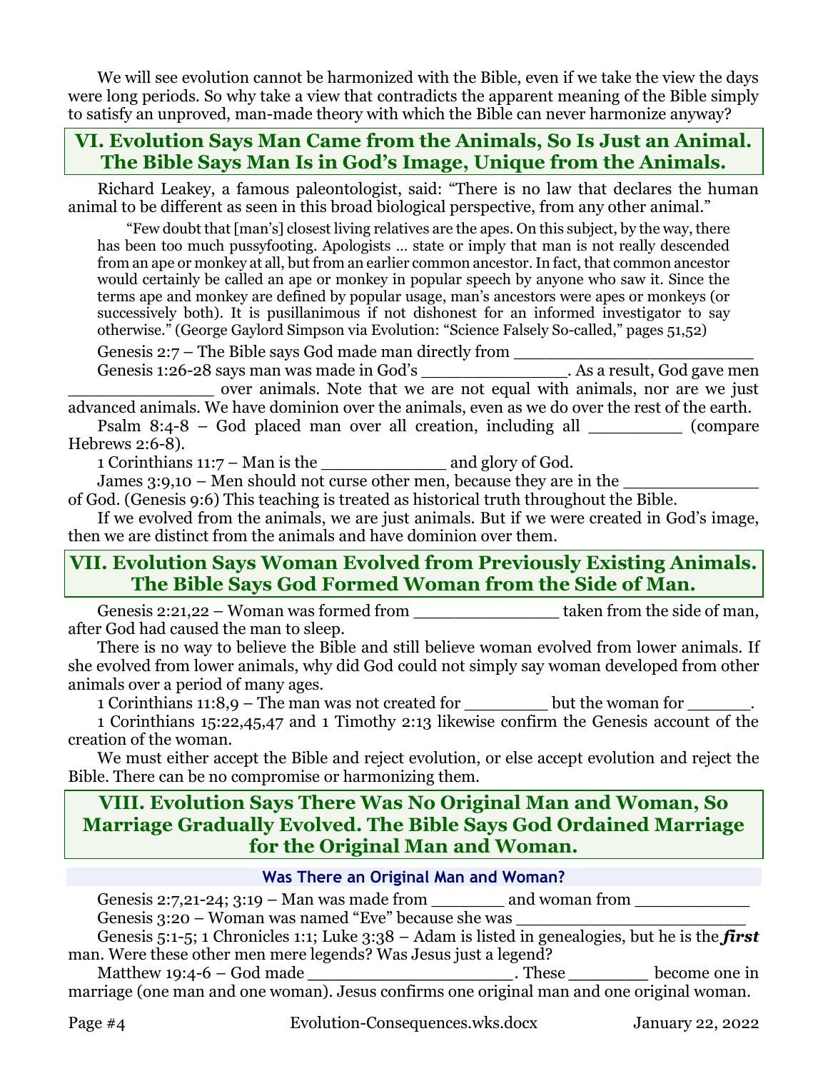We will see evolution cannot be harmonized with the Bible, even if we take the view the days were long periods. So why take a view that contradicts the apparent meaning of the Bible simply to satisfy an unproved, man-made theory with which the Bible can never harmonize anyway?

## VI. Evolution Says Man Came from the Animals, So Is Just an Animal. The Bible Says Man Is in God's Image, Unique from the Animals.

Richard Leakey, a famous paleontologist, said: "There is no law that declares the human animal to be different as seen in this broad biological perspective, from any other animal."

> "Few doubt that [man's] closest living relatives are the apes. On this subject, by the way, there has been too much pussyfooting. Apologists … state or imply that man is not really descended from an ape or monkey at all, but from an earlier common ancestor. In fact, that common ancestor would certainly be called an ape or monkey in popular speech by anyone who saw it. Since the terms ape and monkey are defined by popular usage, man's ancestors were apes or monkeys (or successively both). It is pusillanimous if not dishonest for an informed investigator to say otherwise." (George Gaylord Simpson via Evolution: "Science Falsely So-called," pages 51,52)

Genesis 2:7 – The Bible says God made man directly from ________________________

Genesis 1:26-28 says man was made in God's ______________. As a result, God gave men ______________ over animals. Note that we are not equal with animals, nor are we just advanced animals. We have dominion over the animals, even as we do over the rest of the earth.

Psalm 8:4-8 – God placed man over all creation, including all _________ (compare Hebrews 2:6-8).

1 Corinthians 11:7 – Man is the ____________ and glory of God.

James 3:9,10 – Men should not curse other men, because they are in the _____________ of God. (Genesis 9:6) This teaching is treated as historical truth throughout the Bible.

If we evolved from the animals, we are just animals. But if we were created in God's image, then we are distinct from the animals and have dominion over them.

## VII. Evolution Says Woman Evolved from Previously Existing Animals. The Bible Says God Formed Woman from the Side of Man.

Genesis 2:21,22 – Woman was formed from ______________ taken from the side of man, after God had caused the man to sleep.

There is no way to believe the Bible and still believe woman evolved from lower animals. If she evolved from lower animals, why did God could not simply say woman developed from other animals over a period of many ages.

1 Corinthians 11:8,9 – The man was not created for ________ but the woman for ______.

1 Corinthians 15:22,45,47 and 1 Timothy 2:13 likewise confirm the Genesis account of the creation of the woman.

We must either accept the Bible and reject evolution, or else accept evolution and reject the Bible. There can be no compromise or harmonizing them.

## VIII. Evolution Says There Was No Original Man and Woman, So Marriage Gradually Evolved. The Bible Says God Ordained Marriage for the Original Man and Woman.

### Was There an Original Man and Woman?

Genesis 2:7,21-24; 3:19 – Man was made from _______ and woman from ___________

Genesis 3:20 – Woman was named "Eve" because she was ______________________

Genesis 5:1-5; 1 Chronicles 1:1; Luke 3:38 – Adam is listed in genealogies, but he is the ***first*** man. Were these other men mere legends? Was Jesus just a legend?

Matthew 19:4-6 – God made ____________________. These ________ become one in marriage (one man and one woman). Jesus confirms one original man and one original woman.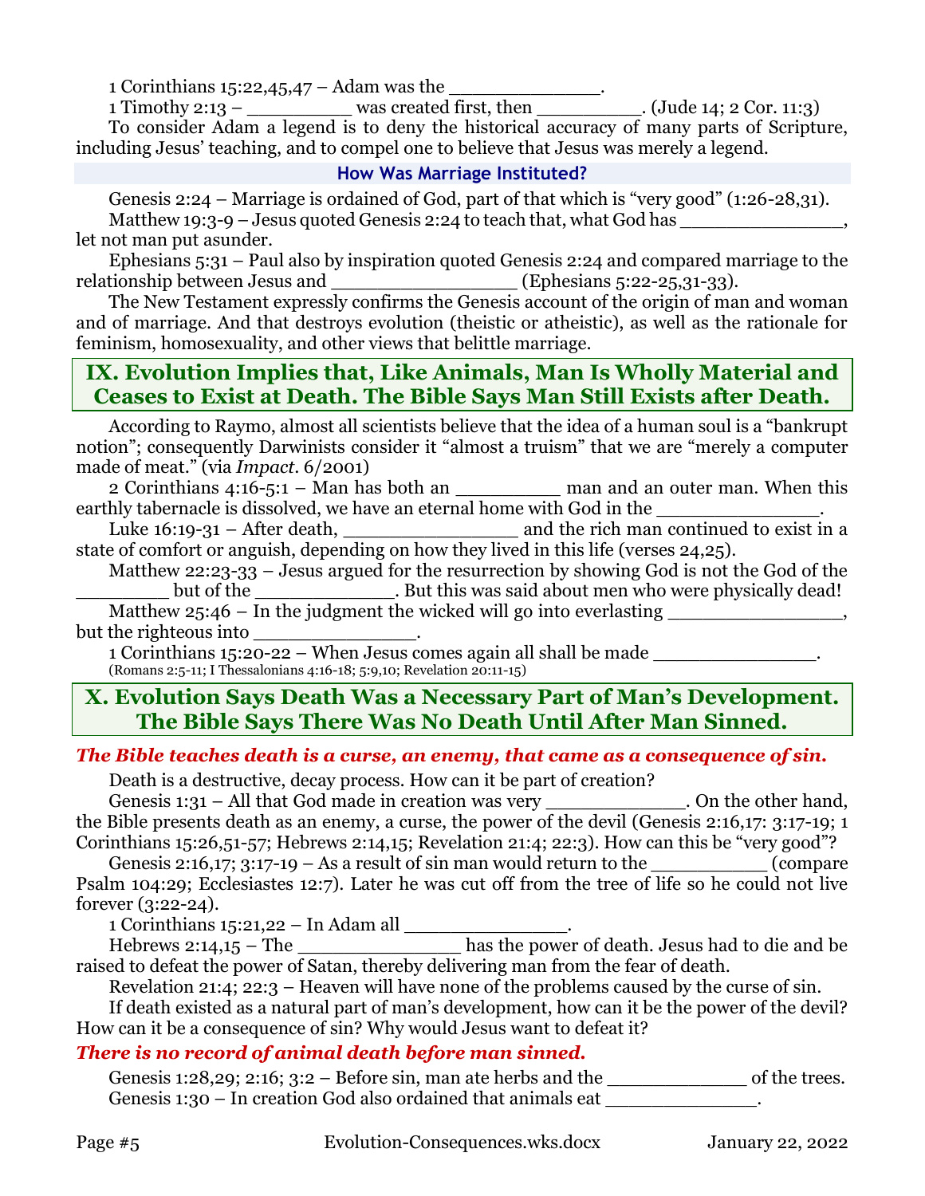1 Corinthians 15:22,45,47 – Adam was the _____________.

1 Timothy 2:13 – _________ was created first, then _________. (Jude 14; 2 Cor. 11:3)

To consider Adam a legend is to deny the historical accuracy of many parts of Scripture, including Jesus' teaching, and to compel one to believe that Jesus was merely a legend.

### How Was Marriage Instituted?

Genesis 2:24 – Marriage is ordained of God, part of that which is "very good" (1:26-28,31).

Matthew 19:3-9 – Jesus quoted Genesis 2:24 to teach that, what God has ______________, let not man put asunder.

Ephesians 5:31 – Paul also by inspiration quoted Genesis 2:24 and compared marriage to the relationship between Jesus and ________________ (Ephesians 5:22-25,31-33).

The New Testament expressly confirms the Genesis account of the origin of man and woman and of marriage. And that destroys evolution (theistic or atheistic), as well as the rationale for feminism, homosexuality, and other views that belittle marriage.

## IX. Evolution Implies that, Like Animals, Man Is Wholly Material and Ceases to Exist at Death. The Bible Says Man Still Exists after Death.

According to Raymo, almost all scientists believe that the idea of a human soul is a "bankrupt notion"; consequently Darwinists consider it "almost a truism" that we are "merely a computer made of meat." (via *Impact*. 6/2001)

2 Corinthians 4:16-5:1 – Man has both an _________ man and an outer man. When this earthly tabernacle is dissolved, we have an eternal home with God in the ______________.

Luke 16:19-31 – After death, _______________ and the rich man continued to exist in a state of comfort or anguish, depending on how they lived in this life (verses 24,25).

Matthew 22:23-33 – Jesus argued for the resurrection by showing God is not the God of the ________ but of the ____________. But this was said about men who were physically dead!

Matthew 25:46 – In the judgment the wicked will go into everlasting _______________, but the righteous into ______________.

1 Corinthians 15:20-22 – When Jesus comes again all shall be made ______________.
(Romans 2:5-11; I Thessalonians 4:16-18; 5:9,10; Revelation 20:11-15)

## X. Evolution Says Death Was a Necessary Part of Man's Development. The Bible Says There Was No Death Until After Man Sinned.

***The Bible teaches death is a curse, an enemy, that came as a consequence of sin.***

Death is a destructive, decay process. How can it be part of creation?

Genesis 1:31 – All that God made in creation was very ____________. On the other hand, the Bible presents death as an enemy, a curse, the power of the devil (Genesis 2:16,17: 3:17-19; 1 Corinthians 15:26,51-57; Hebrews 2:14,15; Revelation 21:4; 22:3). How can this be "very good"?

Genesis 2:16,17; 3:17-19 – As a result of sin man would return to the __________ (compare Psalm 104:29; Ecclesiastes 12:7). Later he was cut off from the tree of life so he could not live forever (3:22-24).

1 Corinthians 15:21,22 – In Adam all ______________.

Hebrews 2:14,15 – The ______________ has the power of death. Jesus had to die and be raised to defeat the power of Satan, thereby delivering man from the fear of death.

Revelation 21:4; 22:3 – Heaven will have none of the problems caused by the curse of sin.

If death existed as a natural part of man's development, how can it be the power of the devil? How can it be a consequence of sin? Why would Jesus want to defeat it?

***There is no record of animal death before man sinned.***

Genesis 1:28,29; 2:16; 3:2 – Before sin, man ate herbs and the ____________ of the trees.

Genesis 1:30 – In creation God also ordained that animals eat _____________.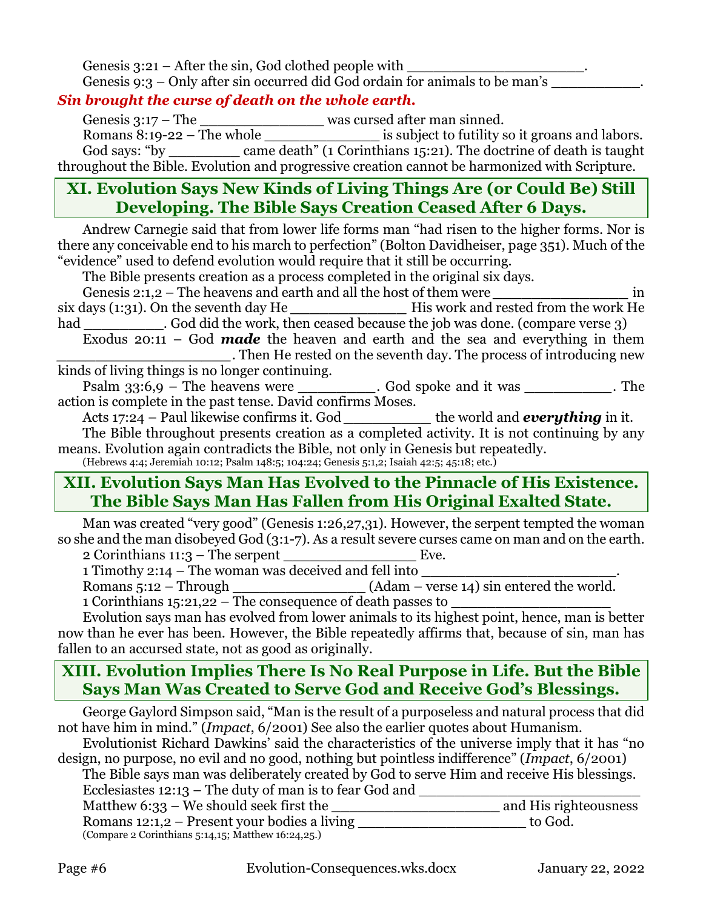Genesis 3:21 – After the sin, God clothed people with ____________________.

Genesis 9:3 – Only after sin occurred did God ordain for animals to be man's __________.

***Sin brought the curse of death on the whole earth.***

Genesis 3:17 – The ______________ was cursed after man sinned.

Romans 8:19-22 – The whole _____________ is subject to futility so it groans and labors.

God says: "by ________ came death" (1 Corinthians 15:21). The doctrine of death is taught throughout the Bible. Evolution and progressive creation cannot be harmonized with Scripture.

## XI. Evolution Says New Kinds of Living Things Are (or Could Be) Still Developing. The Bible Says Creation Ceased After 6 Days.

Andrew Carnegie said that from lower life forms man "had risen to the higher forms. Nor is there any conceivable end to his march to perfection" (Bolton Davidheiser, page 351). Much of the "evidence" used to defend evolution would require that it still be occurring.

The Bible presents creation as a process completed in the original six days.

Genesis 2:1,2 – The heavens and earth and all the host of them were _______________ in six days (1:31). On the seventh day He _____________ His work and rested from the work He had _________. God did the work, then ceased because the job was done. (compare verse 3)

Exodus 20:11 – God ***made*** the heaven and earth and the sea and everything in them ____________________. Then He rested on the seventh day. The process of introducing new kinds of living things is no longer continuing.

Psalm 33:6,9 – The heavens were _________. God spoke and it was __________. The action is complete in the past tense. David confirms Moses.

Acts 17:24 – Paul likewise confirms it. God __________ the world and ***everything*** in it.

The Bible throughout presents creation as a completed activity. It is not continuing by any means. Evolution again contradicts the Bible, not only in Genesis but repeatedly.

(Hebrews 4:4; Jeremiah 10:12; Psalm 148:5; 104:24; Genesis 5:1,2; Isaiah 42:5; 45:18; etc.)

## XII. Evolution Says Man Has Evolved to the Pinnacle of His Existence. The Bible Says Man Has Fallen from His Original Exalted State.

Man was created "very good" (Genesis 1:26,27,31). However, the serpent tempted the woman so she and the man disobeyed God (3:1-7). As a result severe curses came on man and on the earth.

2 Corinthians 11:3 – The serpent _______________ Eve.

1 Timothy 2:14 – The woman was deceived and fell into ______________________.

Romans 5:12 – Through _______________ (Adam – verse 14) sin entered the world.

1 Corinthians 15:21,22 – The consequence of death passes to _________________

Evolution says man has evolved from lower animals to its highest point, hence, man is better now than he ever has been. However, the Bible repeatedly affirms that, because of sin, man has fallen to an accursed state, not as good as originally.

## XIII. Evolution Implies There Is No Real Purpose in Life. But the Bible Says Man Was Created to Serve God and Receive God's Blessings.

George Gaylord Simpson said, "Man is the result of a purposeless and natural process that did not have him in mind." (*Impact*, 6/2001) See also the earlier quotes about Humanism.

Evolutionist Richard Dawkins' said the characteristics of the universe imply that it has "no design, no purpose, no evil and no good, nothing but pointless indifference" (*Impact*, 6/2001)

The Bible says man was deliberately created by God to serve Him and receive His blessings.

Ecclesiastes 12:13 – The duty of man is to fear God and _________________________

Matthew 6:33 – We should seek first the ___________________ and His righteousness

Romans 12:1,2 – Present your bodies a living ___________________ to God.

(Compare 2 Corinthians 5:14,15; Matthew 16:24,25.)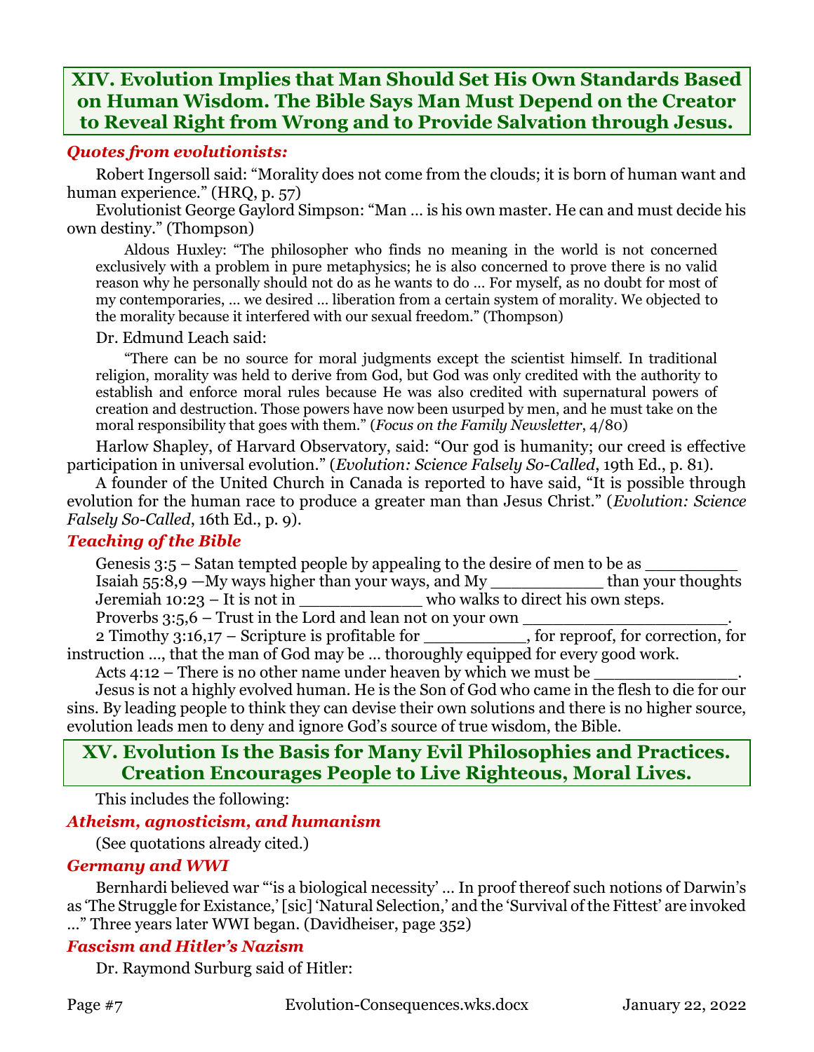## XIV. Evolution Implies that Man Should Set His Own Standards Based on Human Wisdom. The Bible Says Man Must Depend on the Creator to Reveal Right from Wrong and to Provide Salvation through Jesus.

### *Quotes from evolutionists:*

Robert Ingersoll said: "Morality does not come from the clouds; it is born of human want and human experience." (HRQ, p. 57)

Evolutionist George Gaylord Simpson: "Man … is his own master. He can and must decide his own destiny." (Thompson)

> Aldous Huxley: "The philosopher who finds no meaning in the world is not concerned exclusively with a problem in pure metaphysics; he is also concerned to prove there is no valid reason why he personally should not do as he wants to do … For myself, as no doubt for most of my contemporaries, … we desired … liberation from a certain system of morality. We objected to the morality because it interfered with our sexual freedom." (Thompson)

Dr. Edmund Leach said:

> "There can be no source for moral judgments except the scientist himself. In traditional religion, morality was held to derive from God, but God was only credited with the authority to establish and enforce moral rules because He was also credited with supernatural powers of creation and destruction. Those powers have now been usurped by men, and he must take on the moral responsibility that goes with them." (*Focus on the Family Newsletter*, 4/80)

Harlow Shapley, of Harvard Observatory, said: "Our god is humanity; our creed is effective participation in universal evolution." (*Evolution: Science Falsely So-Called*, 19th Ed., p. 81).

A founder of the United Church in Canada is reported to have said, "It is possible through evolution for the human race to produce a greater man than Jesus Christ." (*Evolution: Science Falsely So-Called*, 16th Ed., p. 9).

### *Teaching of the Bible*

Genesis 3:5 – Satan tempted people by appealing to the desire of men to be as _________
Isaiah 55:8,9 —My ways higher than your ways, and My ___________ than your thoughts
Jeremiah 10:23 – It is not in ____________ who walks to direct his own steps.
Proverbs 3:5,6 – Trust in the Lord and lean not on your own ____________________.
2 Timothy 3:16,17 – Scripture is profitable for __________, for reproof, for correction, for instruction …, that the man of God may be … thoroughly equipped for every good work.
Acts 4:12 – There is no other name under heaven by which we must be ______________.

Jesus is not a highly evolved human. He is the Son of God who came in the flesh to die for our sins. By leading people to think they can devise their own solutions and there is no higher source, evolution leads men to deny and ignore God's source of true wisdom, the Bible.

## XV. Evolution Is the Basis for Many Evil Philosophies and Practices. Creation Encourages People to Live Righteous, Moral Lives.

This includes the following:

### *Atheism, agnosticism, and humanism*

(See quotations already cited.)

### *Germany and WWI*

Bernhardi believed war "'is a biological necessity' … In proof thereof such notions of Darwin's as 'The Struggle for Existance,' [sic] 'Natural Selection,' and the 'Survival of the Fittest' are invoked …" Three years later WWI began. (Davidheiser, page 352)

### *Fascism and Hitler's Nazism*

Dr. Raymond Surburg said of Hitler: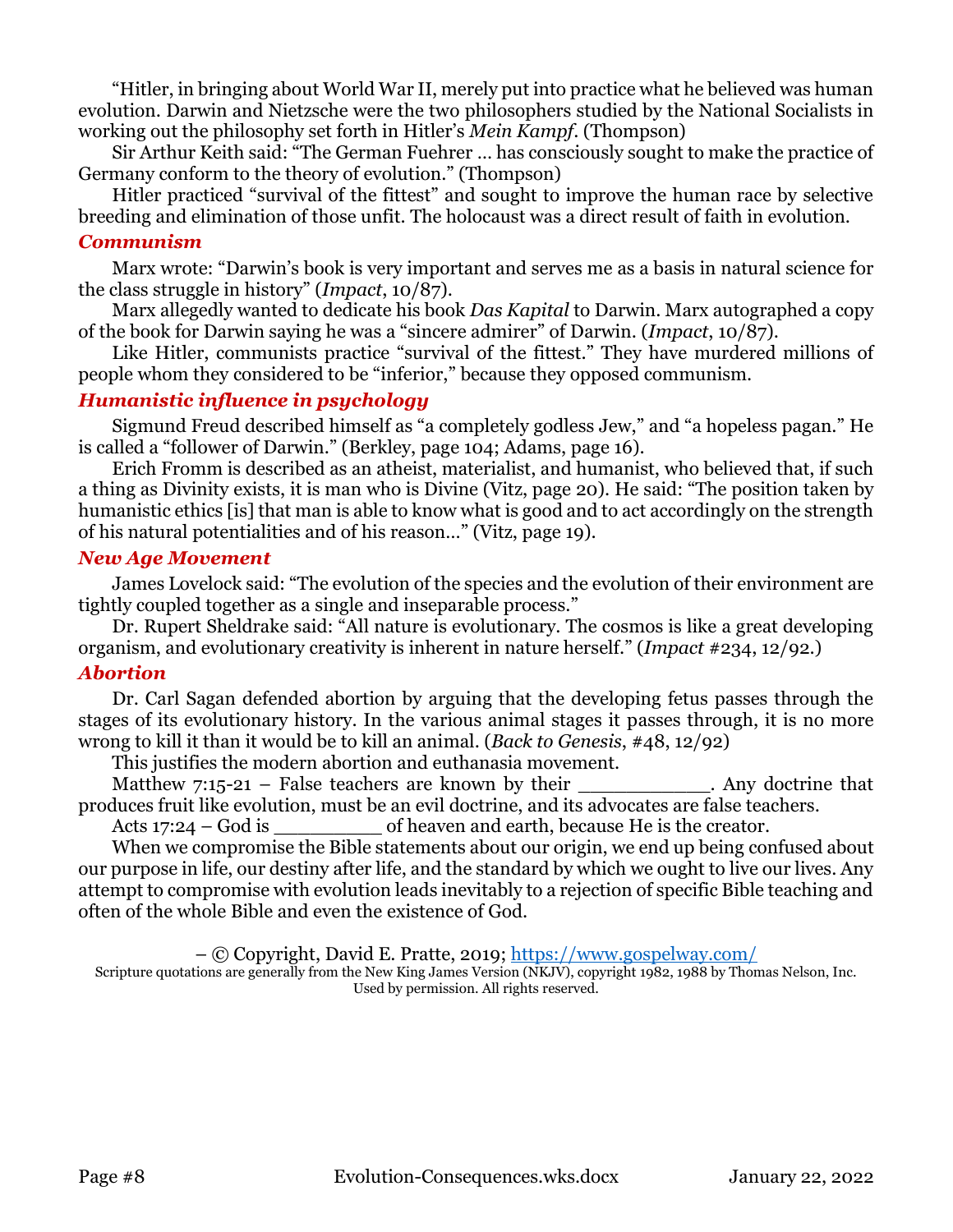"Hitler, in bringing about World War II, merely put into practice what he believed was human evolution. Darwin and Nietzsche were the two philosophers studied by the National Socialists in working out the philosophy set forth in Hitler's *Mein Kampf*. (Thompson)

Sir Arthur Keith said: "The German Fuehrer … has consciously sought to make the practice of Germany conform to the theory of evolution." (Thompson)

Hitler practiced "survival of the fittest" and sought to improve the human race by selective breeding and elimination of those unfit. The holocaust was a direct result of faith in evolution.

### *Communism*

Marx wrote: "Darwin's book is very important and serves me as a basis in natural science for the class struggle in history" (*Impact*, 10/87).

Marx allegedly wanted to dedicate his book *Das Kapital* to Darwin. Marx autographed a copy of the book for Darwin saying he was a "sincere admirer" of Darwin. (*Impact*, 10/87).

Like Hitler, communists practice "survival of the fittest." They have murdered millions of people whom they considered to be "inferior," because they opposed communism.

### *Humanistic influence in psychology*

Sigmund Freud described himself as "a completely godless Jew," and "a hopeless pagan." He is called a "follower of Darwin." (Berkley, page 104; Adams, page 16).

Erich Fromm is described as an atheist, materialist, and humanist, who believed that, if such a thing as Divinity exists, it is man who is Divine (Vitz, page 20). He said: "The position taken by humanistic ethics [is] that man is able to know what is good and to act accordingly on the strength of his natural potentialities and of his reason…" (Vitz, page 19).

### *New Age Movement*

James Lovelock said: "The evolution of the species and the evolution of their environment are tightly coupled together as a single and inseparable process."

Dr. Rupert Sheldrake said: "All nature is evolutionary. The cosmos is like a great developing organism, and evolutionary creativity is inherent in nature herself." (*Impact* #234, 12/92.)

### *Abortion*

Dr. Carl Sagan defended abortion by arguing that the developing fetus passes through the stages of its evolutionary history. In the various animal stages it passes through, it is no more wrong to kill it than it would be to kill an animal. (*Back to Genesis*, #48, 12/92)

This justifies the modern abortion and euthanasia movement.

Matthew 7:15-21 – False teachers are known by their ___________. Any doctrine that produces fruit like evolution, must be an evil doctrine, and its advocates are false teachers.

Acts 17:24 – God is _________ of heaven and earth, because He is the creator.

When we compromise the Bible statements about our origin, we end up being confused about our purpose in life, our destiny after life, and the standard by which we ought to live our lives. Any attempt to compromise with evolution leads inevitably to a rejection of specific Bible teaching and often of the whole Bible and even the existence of God.

– © Copyright, David E. Pratte, 2019; https://www.gospelway.com/

Scripture quotations are generally from the New King James Version (NKJV), copyright 1982, 1988 by Thomas Nelson, Inc. Used by permission. All rights reserved.